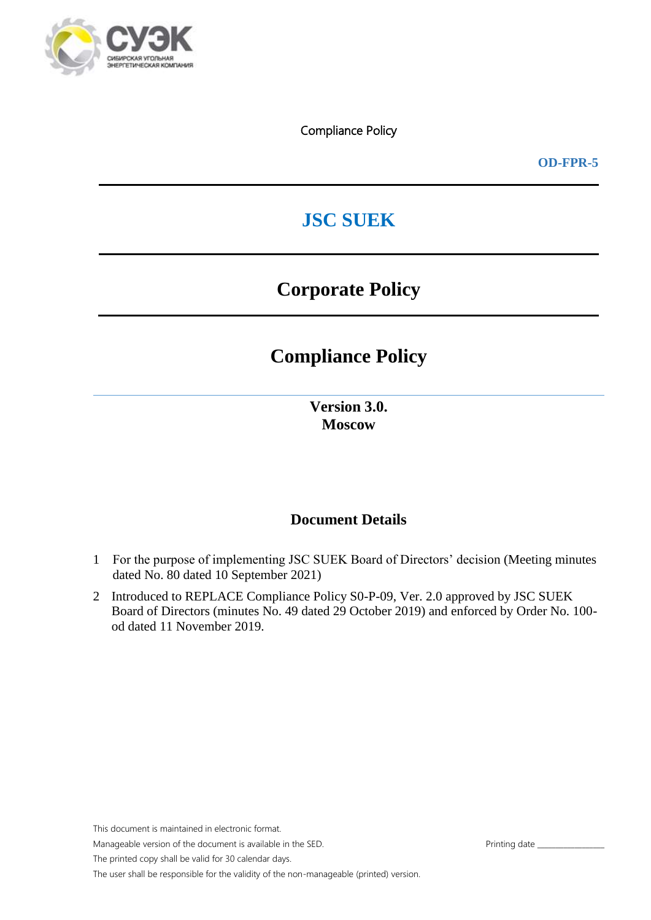Compliance Policy

**OD-FPR-5**

# JSC SUEK

## Corporate Policy

## Compliance Policy

**Version 3.0.**
**Moscow**

### Document Details

1. For the purpose of implementing JSC SUEK Board of Directors' decision (Meeting minutes dated No. 80 dated 10 September 2021)
2. Introduced to REPLACE Compliance Policy S0-P-09, Ver. 2.0 approved by JSC SUEK Board of Directors (minutes No. 49 dated 29 October 2019) and enforced by Order No. 100-od dated 11 November 2019.

This document is maintained in electronic format.

Manageable version of the document is available in the SED.

Printing date _______________

The printed copy shall be valid for 30 calendar days.

The user shall be responsible for the validity of the non-manageable (printed) version.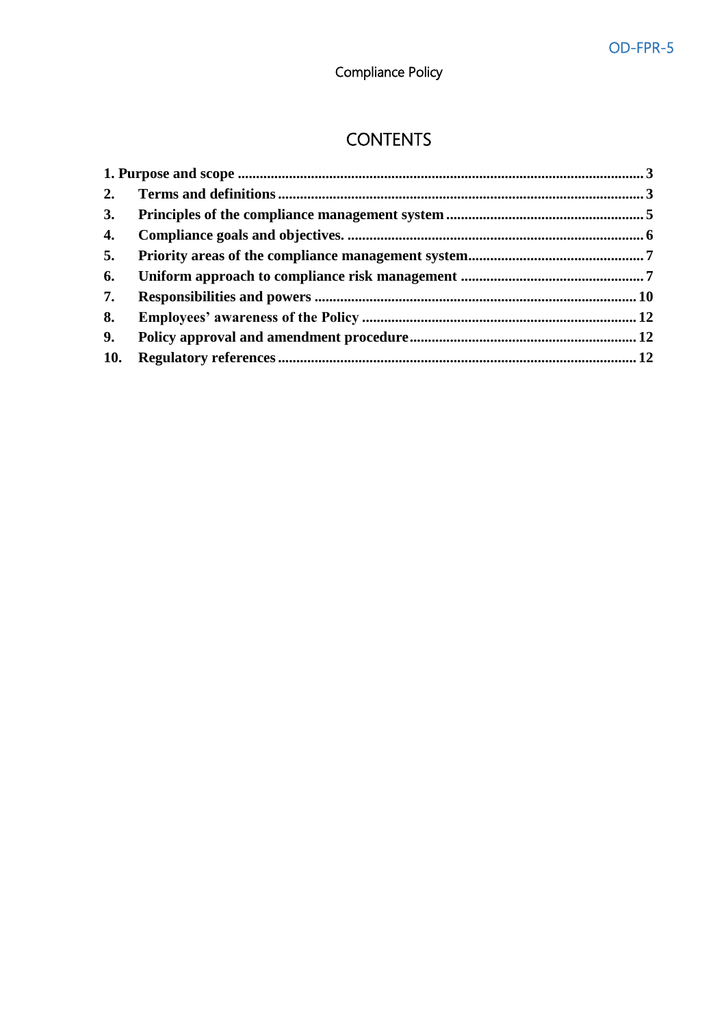# CONTENTS

| | | |
|---|---|---|
| **1.** | **Purpose and scope** | **3** |
| **2.** | **Terms and definitions** | **3** |
| **3.** | **Principles of the compliance management system** | **5** |
| **4.** | **Compliance goals and objectives.** | **6** |
| **5.** | **Priority areas of the compliance management system** | **7** |
| **6.** | **Uniform approach to compliance risk management** | **7** |
| **7.** | **Responsibilities and powers** | **10** |
| **8.** | **Employees' awareness of the Policy** | **12** |
| **9.** | **Policy approval and amendment procedure** | **12** |
| **10.** | **Regulatory references** | **12** |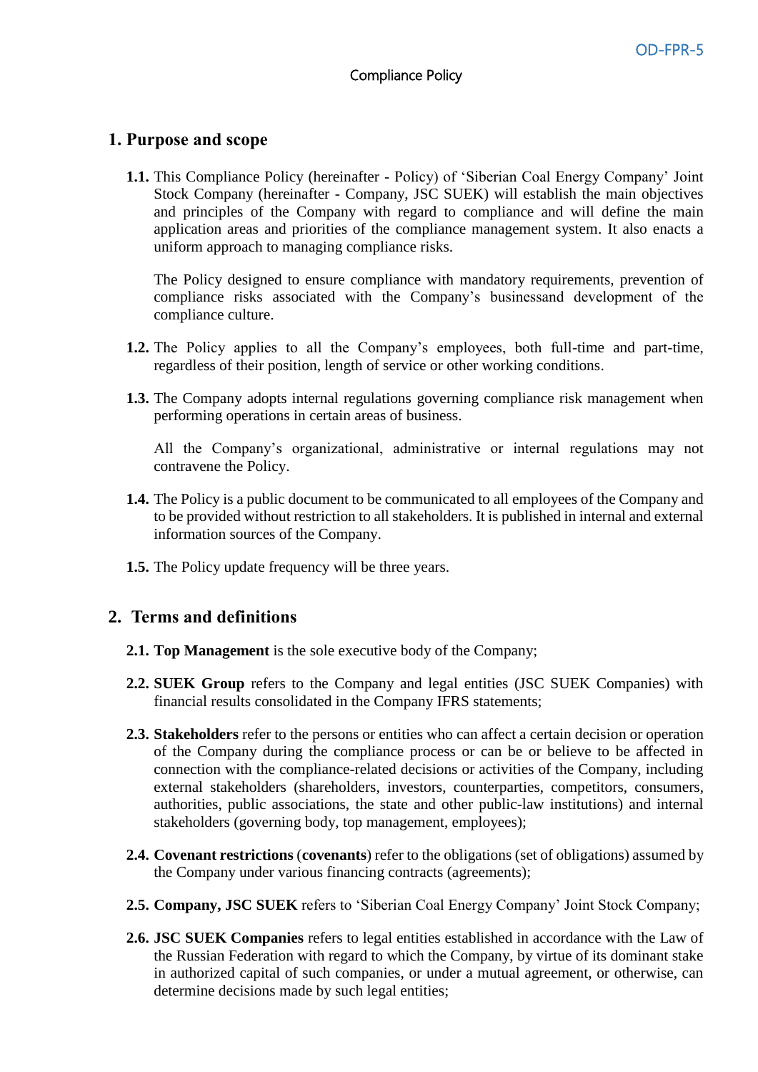Compliance Policy

## 1. Purpose and scope

**1.1.** This Compliance Policy (hereinafter - Policy) of 'Siberian Coal Energy Company' Joint Stock Company (hereinafter - Company, JSC SUEK) will establish the main objectives and principles of the Company with regard to compliance and will define the main application areas and priorities of the compliance management system. It also enacts a uniform approach to managing compliance risks.

The Policy designed to ensure compliance with mandatory requirements, prevention of compliance risks associated with the Company's businessand development of the compliance culture.

**1.2.** The Policy applies to all the Company's employees, both full-time and part-time, regardless of their position, length of service or other working conditions.

**1.3.** The Company adopts internal regulations governing compliance risk management when performing operations in certain areas of business.

All the Company's organizational, administrative or internal regulations may not contravene the Policy.

**1.4.** The Policy is a public document to be communicated to all employees of the Company and to be provided without restriction to all stakeholders. It is published in internal and external information sources of the Company.

**1.5.** The Policy update frequency will be three years.

## 2. Terms and definitions

**2.1. Top Management** is the sole executive body of the Company;

**2.2. SUEK Group** refers to the Company and legal entities (JSC SUEK Companies) with financial results consolidated in the Company IFRS statements;

**2.3. Stakeholders** refer to the persons or entities who can affect a certain decision or operation of the Company during the compliance process or can be or believe to be affected in connection with the compliance-related decisions or activities of the Company, including external stakeholders (shareholders, investors, counterparties, competitors, consumers, authorities, public associations, the state and other public-law institutions) and internal stakeholders (governing body, top management, employees);

**2.4. Covenant restrictions** (**covenants**) refer to the obligations (set of obligations) assumed by the Company under various financing contracts (agreements);

**2.5. Company, JSC SUEK** refers to 'Siberian Coal Energy Company' Joint Stock Company;

**2.6. JSC SUEK Companies** refers to legal entities established in accordance with the Law of the Russian Federation with regard to which the Company, by virtue of its dominant stake in authorized capital of such companies, or under a mutual agreement, or otherwise, can determine decisions made by such legal entities;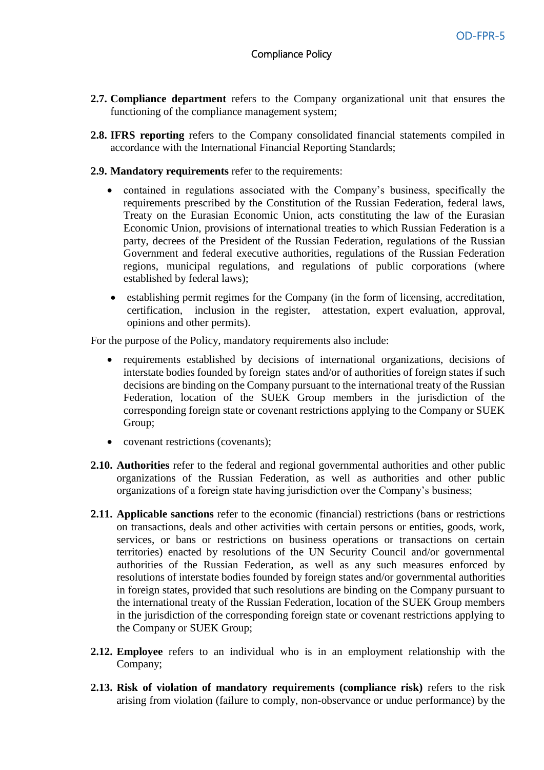**2.7. Compliance department** refers to the Company organizational unit that ensures the functioning of the compliance management system;

**2.8. IFRS reporting** refers to the Company consolidated financial statements compiled in accordance with the International Financial Reporting Standards;

**2.9. Mandatory requirements** refer to the requirements:

- contained in regulations associated with the Company's business, specifically the requirements prescribed by the Constitution of the Russian Federation, federal laws, Treaty on the Eurasian Economic Union, acts constituting the law of the Eurasian Economic Union, provisions of international treaties to which Russian Federation is a party, decrees of the President of the Russian Federation, regulations of the Russian Government and federal executive authorities, regulations of the Russian Federation regions, municipal regulations, and regulations of public corporations (where established by federal laws);
- establishing permit regimes for the Company (in the form of licensing, accreditation, certification, inclusion in the register, attestation, expert evaluation, approval, opinions and other permits).

For the purpose of the Policy, mandatory requirements also include:

- requirements established by decisions of international organizations, decisions of interstate bodies founded by foreign states and/or of authorities of foreign states if such decisions are binding on the Company pursuant to the international treaty of the Russian Federation, location of the SUEK Group members in the jurisdiction of the corresponding foreign state or covenant restrictions applying to the Company or SUEK Group;
- covenant restrictions (covenants);

**2.10. Authorities** refer to the federal and regional governmental authorities and other public organizations of the Russian Federation, as well as authorities and other public organizations of a foreign state having jurisdiction over the Company's business;

**2.11. Applicable sanctions** refer to the economic (financial) restrictions (bans or restrictions on transactions, deals and other activities with certain persons or entities, goods, work, services, or bans or restrictions on business operations or transactions on certain territories) enacted by resolutions of the UN Security Council and/or governmental authorities of the Russian Federation, as well as any such measures enforced by resolutions of interstate bodies founded by foreign states and/or governmental authorities in foreign states, provided that such resolutions are binding on the Company pursuant to the international treaty of the Russian Federation, location of the SUEK Group members in the jurisdiction of the corresponding foreign state or covenant restrictions applying to the Company or SUEK Group;

**2.12. Employee** refers to an individual who is in an employment relationship with the Company;

**2.13. Risk of violation of mandatory requirements (compliance risk)** refers to the risk arising from violation (failure to comply, non-observance or undue performance) by the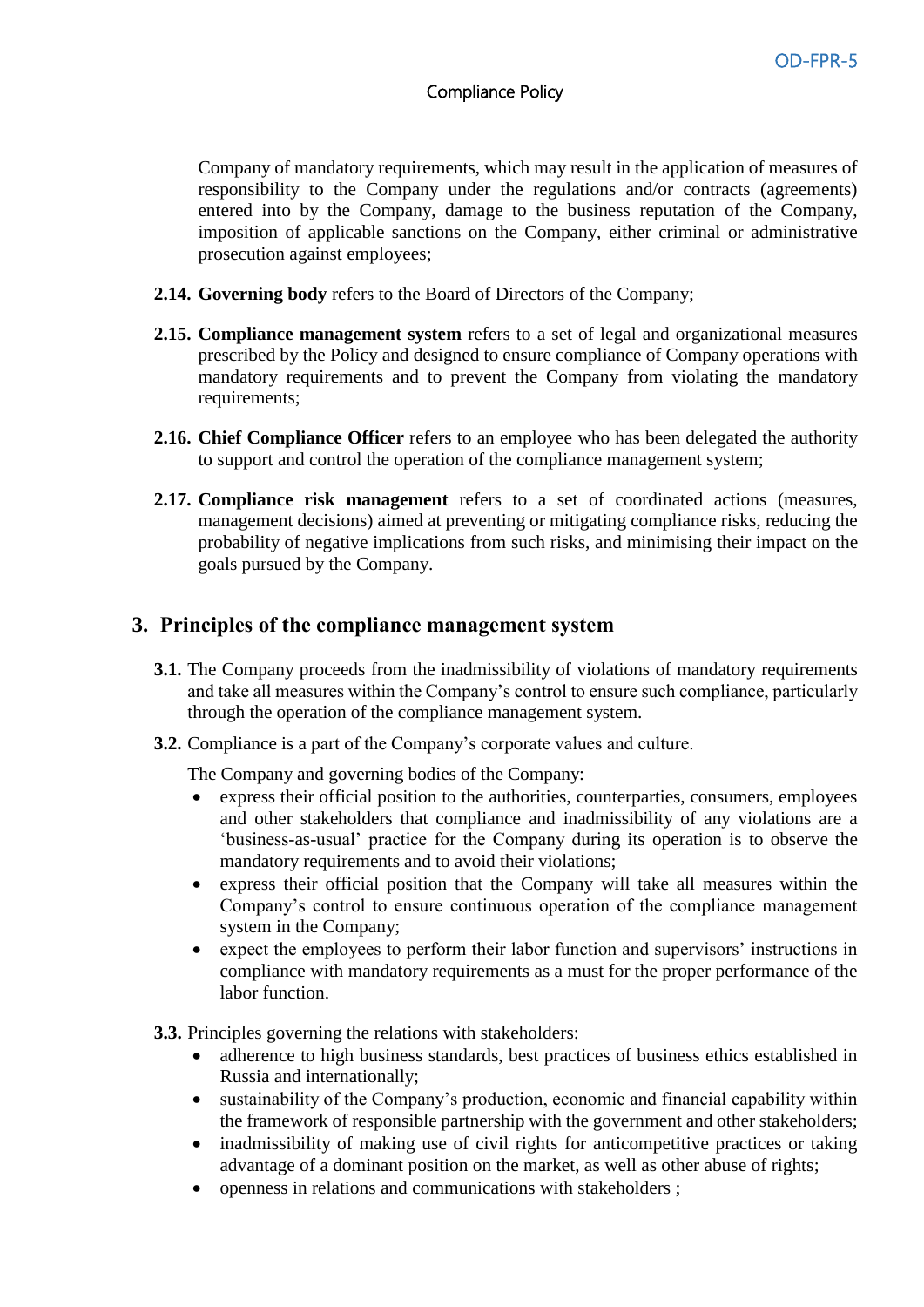Company of mandatory requirements, which may result in the application of measures of responsibility to the Company under the regulations and/or contracts (agreements) entered into by the Company, damage to the business reputation of the Company, imposition of applicable sanctions on the Company, either criminal or administrative prosecution against employees;

**2.14. Governing body** refers to the Board of Directors of the Company;

**2.15. Compliance management system** refers to a set of legal and organizational measures prescribed by the Policy and designed to ensure compliance of Company operations with mandatory requirements and to prevent the Company from violating the mandatory requirements;

**2.16. Chief Compliance Officer** refers to an employee who has been delegated the authority to support and control the operation of the compliance management system;

**2.17. Compliance risk management** refers to a set of coordinated actions (measures, management decisions) aimed at preventing or mitigating compliance risks, reducing the probability of negative implications from such risks, and minimising their impact on the goals pursued by the Company.

## 3. Principles of the compliance management system

**3.1.** The Company proceeds from the inadmissibility of violations of mandatory requirements and take all measures within the Company's control to ensure such compliance, particularly through the operation of the compliance management system.

**3.2.** Compliance is a part of the Company's corporate values and culture.

The Company and governing bodies of the Company:

- express their official position to the authorities, counterparties, consumers, employees and other stakeholders that compliance and inadmissibility of any violations are a 'business-as-usual' practice for the Company during its operation is to observe the mandatory requirements and to avoid their violations;
- express their official position that the Company will take all measures within the Company's control to ensure continuous operation of the compliance management system in the Company;
- expect the employees to perform their labor function and supervisors' instructions in compliance with mandatory requirements as a must for the proper performance of the labor function.

**3.3.** Principles governing the relations with stakeholders:

- adherence to high business standards, best practices of business ethics established in Russia and internationally;
- sustainability of the Company's production, economic and financial capability within the framework of responsible partnership with the government and other stakeholders;
- inadmissibility of making use of civil rights for anticompetitive practices or taking advantage of a dominant position on the market, as well as other abuse of rights;
- openness in relations and communications with stakeholders ;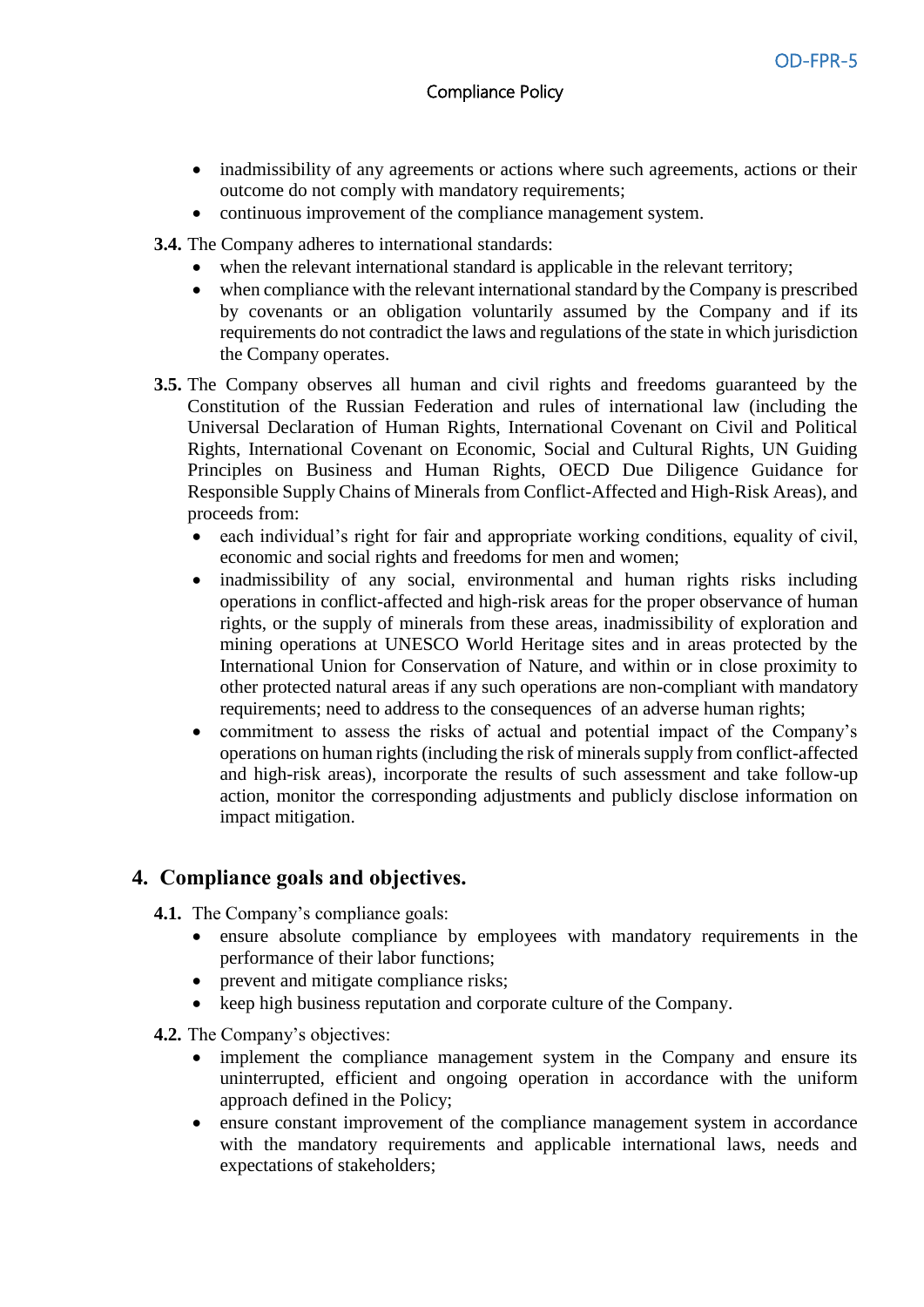- inadmissibility of any agreements or actions where such agreements, actions or their outcome do not comply with mandatory requirements;
- continuous improvement of the compliance management system.

**3.4.** The Company adheres to international standards:

- when the relevant international standard is applicable in the relevant territory;
- when compliance with the relevant international standard by the Company is prescribed by covenants or an obligation voluntarily assumed by the Company and if its requirements do not contradict the laws and regulations of the state in which jurisdiction the Company operates.

**3.5.** The Company observes all human and civil rights and freedoms guaranteed by the Constitution of the Russian Federation and rules of international law (including the Universal Declaration of Human Rights, International Covenant on Civil and Political Rights, International Covenant on Economic, Social and Cultural Rights, UN Guiding Principles on Business and Human Rights, OECD Due Diligence Guidance for Responsible Supply Chains of Minerals from Conflict-Affected and High-Risk Areas), and proceeds from:

- each individual's right for fair and appropriate working conditions, equality of civil, economic and social rights and freedoms for men and women;
- inadmissibility of any social, environmental and human rights risks including operations in conflict-affected and high-risk areas for the proper observance of human rights, or the supply of minerals from these areas, inadmissibility of exploration and mining operations at UNESCO World Heritage sites and in areas protected by the International Union for Conservation of Nature, and within or in close proximity to other protected natural areas if any such operations are non-compliant with mandatory requirements; need to address to the consequences of an adverse human rights;
- commitment to assess the risks of actual and potential impact of the Company's operations on human rights (including the risk of minerals supply from conflict-affected and high-risk areas), incorporate the results of such assessment and take follow-up action, monitor the corresponding adjustments and publicly disclose information on impact mitigation.

## 4. Compliance goals and objectives.

**4.1.** The Company's compliance goals:

- ensure absolute compliance by employees with mandatory requirements in the performance of their labor functions;
- prevent and mitigate compliance risks;
- keep high business reputation and corporate culture of the Company.

**4.2.** The Company's objectives:

- implement the compliance management system in the Company and ensure its uninterrupted, efficient and ongoing operation in accordance with the uniform approach defined in the Policy;
- ensure constant improvement of the compliance management system in accordance with the mandatory requirements and applicable international laws, needs and expectations of stakeholders;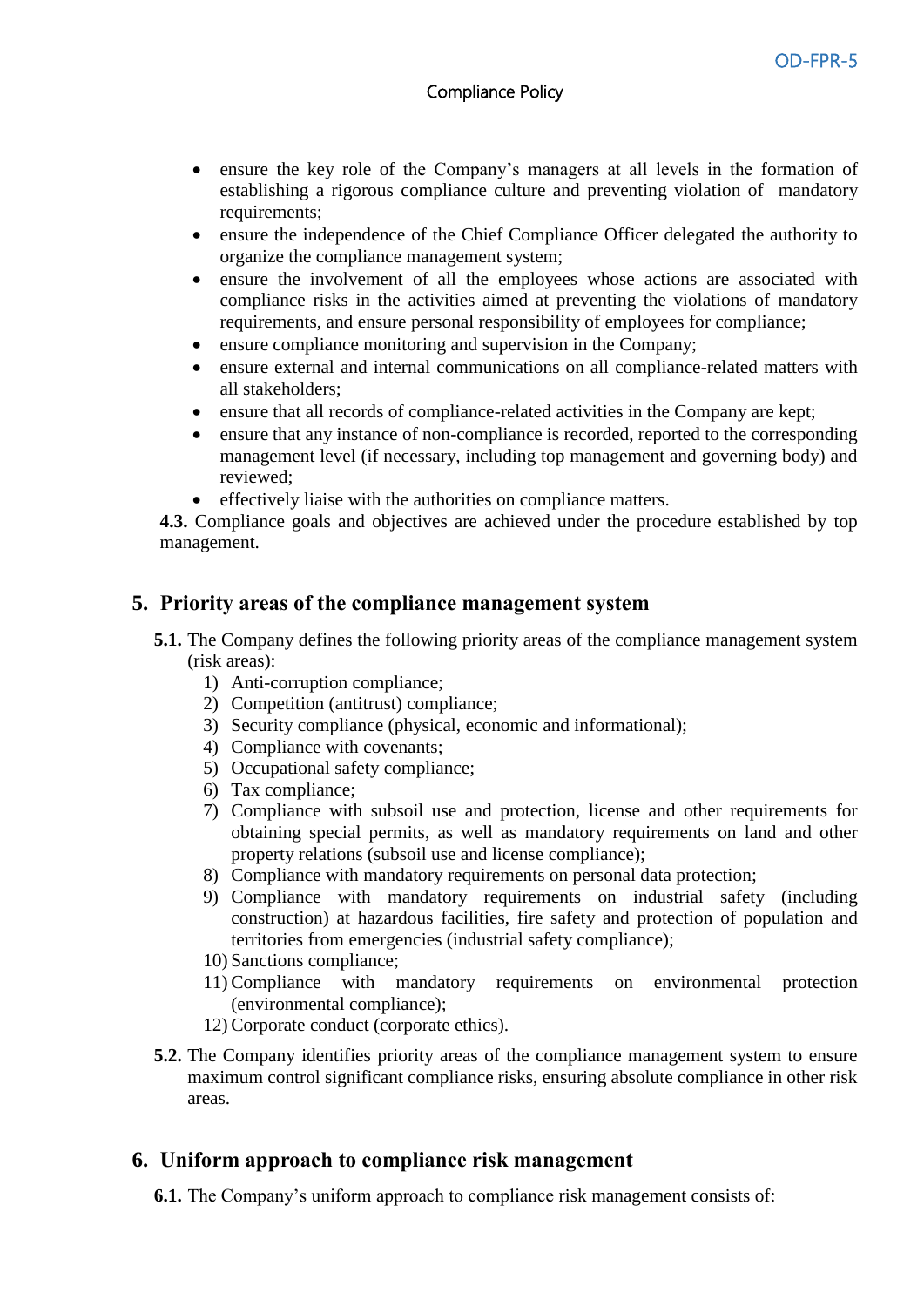- ensure the key role of the Company's managers at all levels in the formation of establishing a rigorous compliance culture and preventing violation of mandatory requirements;
- ensure the independence of the Chief Compliance Officer delegated the authority to organize the compliance management system;
- ensure the involvement of all the employees whose actions are associated with compliance risks in the activities aimed at preventing the violations of mandatory requirements, and ensure personal responsibility of employees for compliance;
- ensure compliance monitoring and supervision in the Company;
- ensure external and internal communications on all compliance-related matters with all stakeholders;
- ensure that all records of compliance-related activities in the Company are kept;
- ensure that any instance of non-compliance is recorded, reported to the corresponding management level (if necessary, including top management and governing body) and reviewed;
- effectively liaise with the authorities on compliance matters.

**4.3.** Compliance goals and objectives are achieved under the procedure established by top management.

## 5. Priority areas of the compliance management system

**5.1.** The Company defines the following priority areas of the compliance management system (risk areas):

1) Anti-corruption compliance;
2) Competition (antitrust) compliance;
3) Security compliance (physical, economic and informational);
4) Compliance with covenants;
5) Occupational safety compliance;
6) Tax compliance;
7) Compliance with subsoil use and protection, license and other requirements for obtaining special permits, as well as mandatory requirements on land and other property relations (subsoil use and license compliance);
8) Compliance with mandatory requirements on personal data protection;
9) Compliance with mandatory requirements on industrial safety (including construction) at hazardous facilities, fire safety and protection of population and territories from emergencies (industrial safety compliance);
10) Sanctions compliance;
11) Compliance with mandatory requirements on environmental protection (environmental compliance);
12) Corporate conduct (corporate ethics).

**5.2.** The Company identifies priority areas of the compliance management system to ensure maximum control significant compliance risks, ensuring absolute compliance in other risk areas.

## 6. Uniform approach to compliance risk management

**6.1.** The Company's uniform approach to compliance risk management consists of: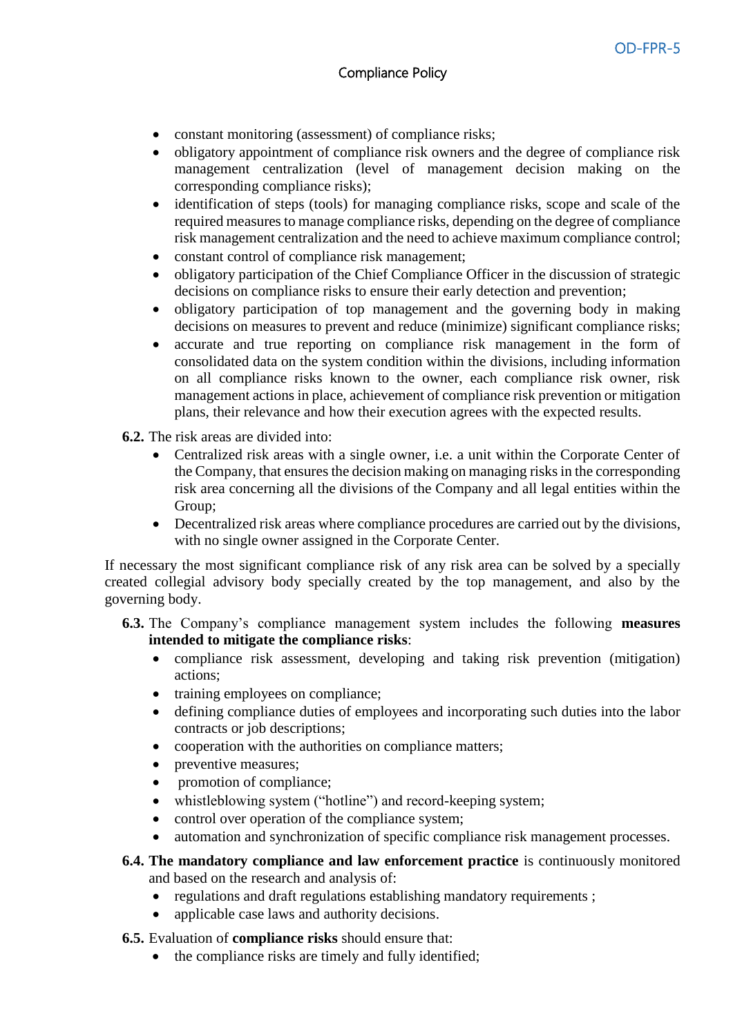- constant monitoring (assessment) of compliance risks;
- obligatory appointment of compliance risk owners and the degree of compliance risk management centralization (level of management decision making on the corresponding compliance risks);
- identification of steps (tools) for managing compliance risks, scope and scale of the required measures to manage compliance risks, depending on the degree of compliance risk management centralization and the need to achieve maximum compliance control;
- constant control of compliance risk management;
- obligatory participation of the Chief Compliance Officer in the discussion of strategic decisions on compliance risks to ensure their early detection and prevention;
- obligatory participation of top management and the governing body in making decisions on measures to prevent and reduce (minimize) significant compliance risks;
- accurate and true reporting on compliance risk management in the form of consolidated data on the system condition within the divisions, including information on all compliance risks known to the owner, each compliance risk owner, risk management actions in place, achievement of compliance risk prevention or mitigation plans, their relevance and how their execution agrees with the expected results.

**6.2.** The risk areas are divided into:

- Centralized risk areas with a single owner, i.e. a unit within the Corporate Center of the Company, that ensures the decision making on managing risks in the corresponding risk area concerning all the divisions of the Company and all legal entities within the Group;
- Decentralized risk areas where compliance procedures are carried out by the divisions, with no single owner assigned in the Corporate Center.

If necessary the most significant compliance risk of any risk area can be solved by a specially created collegial advisory body specially created by the top management, and also by the governing body.

**6.3.** The Company's compliance management system includes the following **measures intended to mitigate the compliance risks**:

- compliance risk assessment, developing and taking risk prevention (mitigation) actions;
- training employees on compliance;
- defining compliance duties of employees and incorporating such duties into the labor contracts or job descriptions;
- cooperation with the authorities on compliance matters;
- preventive measures;
- promotion of compliance;
- whistleblowing system ("hotline") and record-keeping system;
- control over operation of the compliance system;
- automation and synchronization of specific compliance risk management processes.

**6.4. The mandatory compliance and law enforcement practice** is continuously monitored and based on the research and analysis of:

- regulations and draft regulations establishing mandatory requirements ;
- applicable case laws and authority decisions.

**6.5.** Evaluation of **compliance risks** should ensure that:

- the compliance risks are timely and fully identified;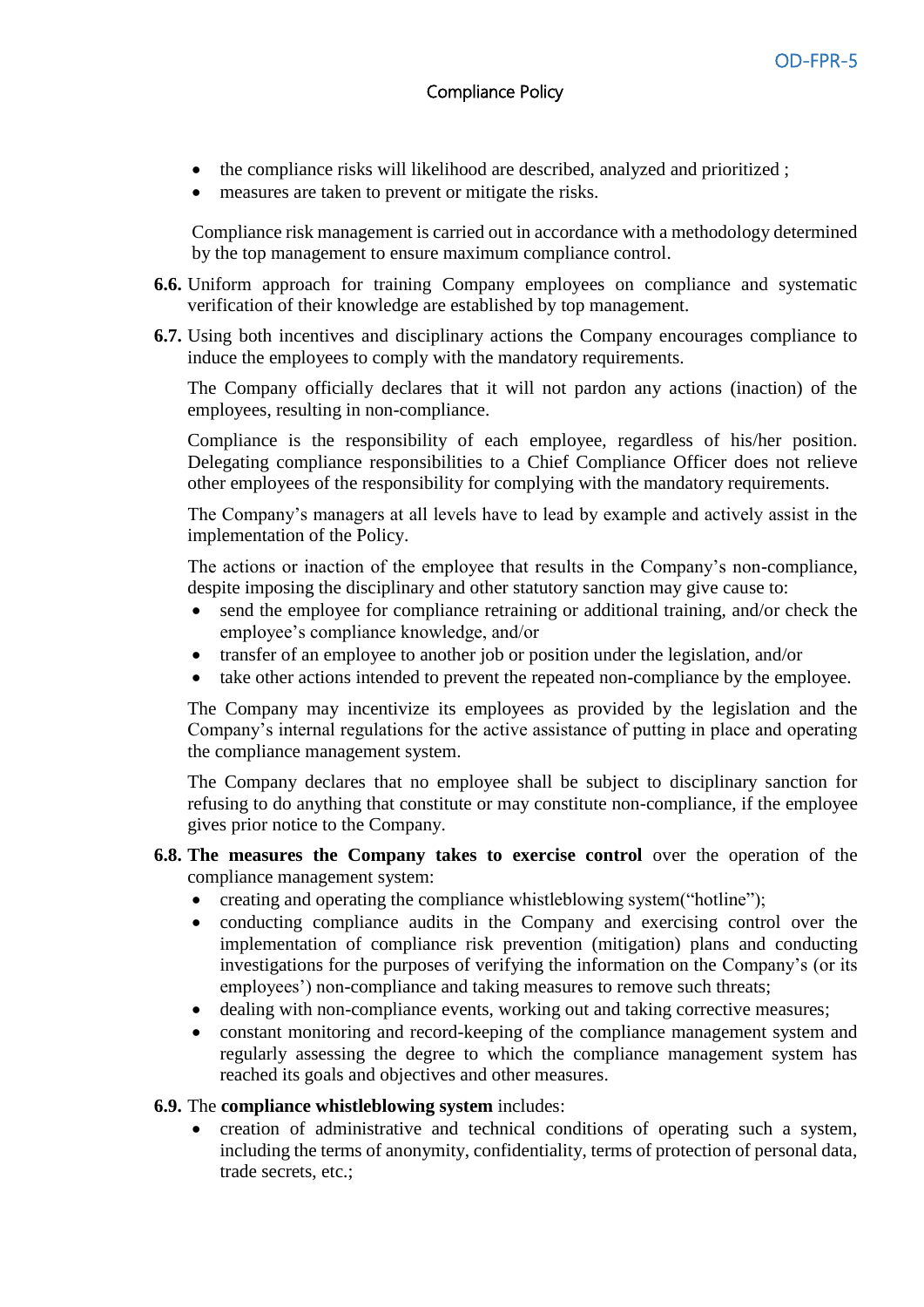- the compliance risks will likelihood are described, analyzed and prioritized ;
- measures are taken to prevent or mitigate the risks.

Compliance risk management is carried out in accordance with a methodology determined by the top management to ensure maximum compliance control.

**6.6.** Uniform approach for training Company employees on compliance and systematic verification of their knowledge are established by top management.

**6.7.** Using both incentives and disciplinary actions the Company encourages compliance to induce the employees to comply with the mandatory requirements.

The Company officially declares that it will not pardon any actions (inaction) of the employees, resulting in non-compliance.

Compliance is the responsibility of each employee, regardless of his/her position. Delegating compliance responsibilities to a Chief Compliance Officer does not relieve other employees of the responsibility for complying with the mandatory requirements.

The Company's managers at all levels have to lead by example and actively assist in the implementation of the Policy.

The actions or inaction of the employee that results in the Company's non-compliance, despite imposing the disciplinary and other statutory sanction may give cause to:

- send the employee for compliance retraining or additional training, and/or check the employee's compliance knowledge, and/or
- transfer of an employee to another job or position under the legislation, and/or
- take other actions intended to prevent the repeated non-compliance by the employee.

The Company may incentivize its employees as provided by the legislation and the Company's internal regulations for the active assistance of putting in place and operating the compliance management system.

The Company declares that no employee shall be subject to disciplinary sanction for refusing to do anything that constitute or may constitute non-compliance, if the employee gives prior notice to the Company.

**6.8. The measures the Company takes to exercise control** over the operation of the compliance management system:

- creating and operating the compliance whistleblowing system("hotline");
- conducting compliance audits in the Company and exercising control over the implementation of compliance risk prevention (mitigation) plans and conducting investigations for the purposes of verifying the information on the Company's (or its employees') non-compliance and taking measures to remove such threats;
- dealing with non-compliance events, working out and taking corrective measures;
- constant monitoring and record-keeping of the compliance management system and regularly assessing the degree to which the compliance management system has reached its goals and objectives and other measures.

**6.9.** The **compliance whistleblowing system** includes:

- creation of administrative and technical conditions of operating such a system, including the terms of anonymity, confidentiality, terms of protection of personal data, trade secrets, etc.;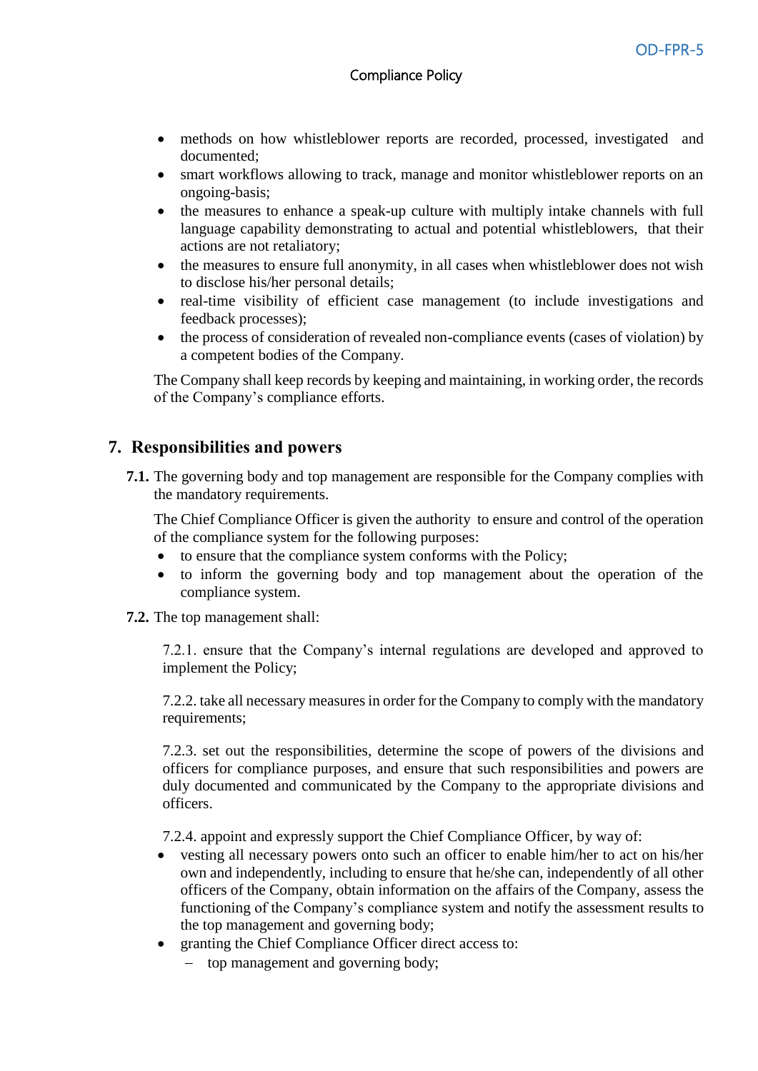- methods on how whistleblower reports are recorded, processed, investigated and documented;
- smart workflows allowing to track, manage and monitor whistleblower reports on an ongoing-basis;
- the measures to enhance a speak-up culture with multiply intake channels with full language capability demonstrating to actual and potential whistleblowers, that their actions are not retaliatory;
- the measures to ensure full anonymity, in all cases when whistleblower does not wish to disclose his/her personal details;
- real-time visibility of efficient case management (to include investigations and feedback processes);
- the process of consideration of revealed non-compliance events (cases of violation) by a competent bodies of the Company.

The Company shall keep records by keeping and maintaining, in working order, the records of the Company's compliance efforts.

## 7. Responsibilities and powers

**7.1.** The governing body and top management are responsible for the Company complies with the mandatory requirements.

The Chief Compliance Officer is given the authority to ensure and control of the operation of the compliance system for the following purposes:

- to ensure that the compliance system conforms with the Policy;
- to inform the governing body and top management about the operation of the compliance system.

**7.2.** The top management shall:

7.2.1. ensure that the Company's internal regulations are developed and approved to implement the Policy;

7.2.2. take all necessary measures in order for the Company to comply with the mandatory requirements;

7.2.3. set out the responsibilities, determine the scope of powers of the divisions and officers for compliance purposes, and ensure that such responsibilities and powers are duly documented and communicated by the Company to the appropriate divisions and officers.

7.2.4. appoint and expressly support the Chief Compliance Officer, by way of:

- vesting all necessary powers onto such an officer to enable him/her to act on his/her own and independently, including to ensure that he/she can, independently of all other officers of the Company, obtain information on the affairs of the Company, assess the functioning of the Company's compliance system and notify the assessment results to the top management and governing body;
- granting the Chief Compliance Officer direct access to:
  - top management and governing body;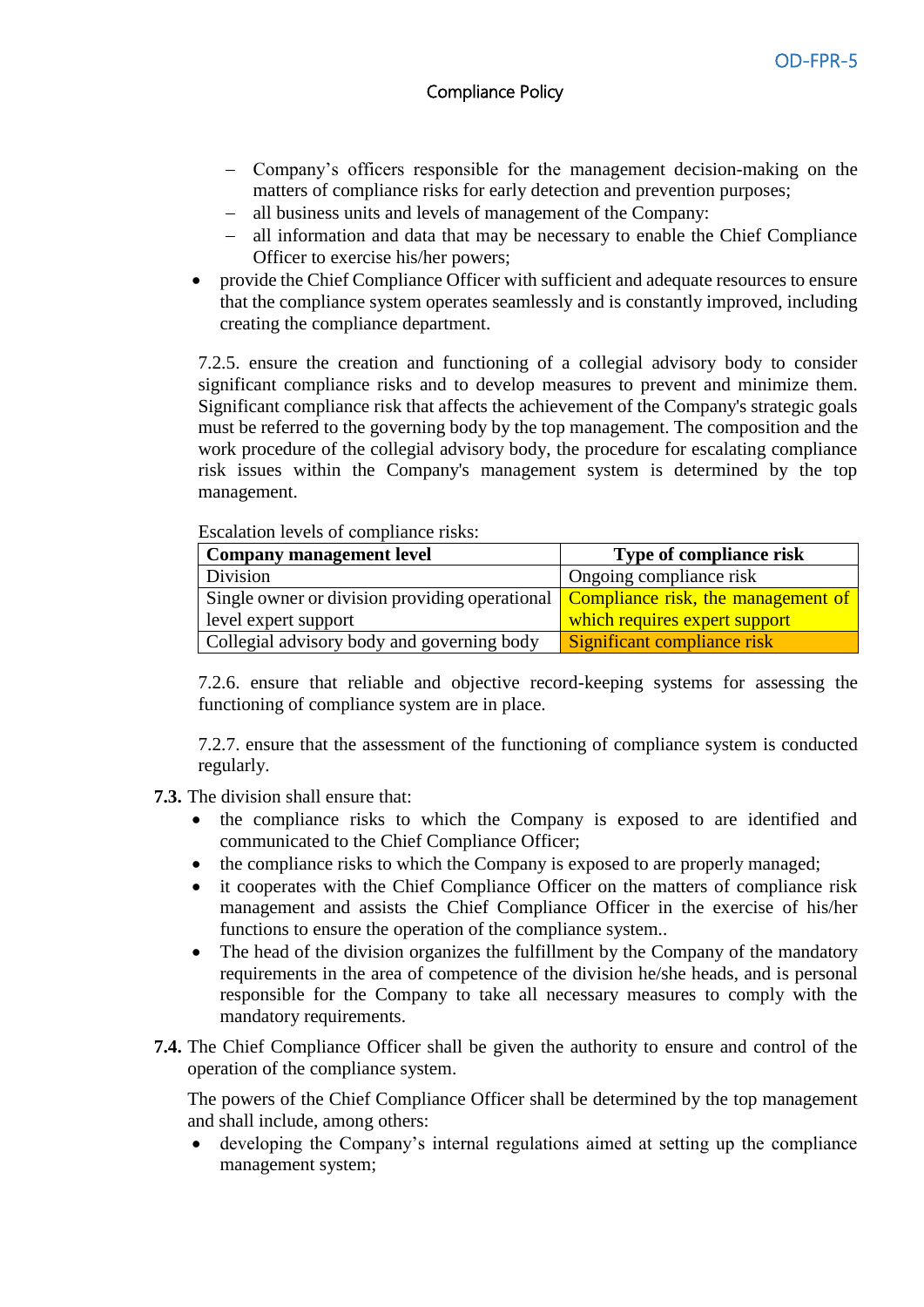– Company's officers responsible for the management decision-making on the matters of compliance risks for early detection and prevention purposes;
– all business units and levels of management of the Company:
– all information and data that may be necessary to enable the Chief Compliance Officer to exercise his/her powers;

- provide the Chief Compliance Officer with sufficient and adequate resources to ensure that the compliance system operates seamlessly and is constantly improved, including creating the compliance department.

7.2.5. ensure the creation and functioning of a collegial advisory body to consider significant compliance risks and to develop measures to prevent and minimize them. Significant compliance risk that affects the achievement of the Company's strategic goals must be referred to the governing body by the top management. The composition and the work procedure of the collegial advisory body, the procedure for escalating compliance risk issues within the Company's management system is determined by the top management.

Escalation levels of compliance risks:

| **Company management level** | **Type of compliance risk** |
|---|---|
| Division | Ongoing compliance risk |
| Single owner or division providing operational level expert support | Compliance risk, the management of which requires expert support |
| Collegial advisory body and governing body | Significant compliance risk |

7.2.6. ensure that reliable and objective record-keeping systems for assessing the functioning of compliance system are in place.

7.2.7. ensure that the assessment of the functioning of compliance system is conducted regularly.

**7.3.** The division shall ensure that:

- the compliance risks to which the Company is exposed to are identified and communicated to the Chief Compliance Officer;
- the compliance risks to which the Company is exposed to are properly managed;
- it cooperates with the Chief Compliance Officer on the matters of compliance risk management and assists the Chief Compliance Officer in the exercise of his/her functions to ensure the operation of the compliance system..
- The head of the division organizes the fulfillment by the Company of the mandatory requirements in the area of competence of the division he/she heads, and is personal responsible for the Company to take all necessary measures to comply with the mandatory requirements.

**7.4.** The Chief Compliance Officer shall be given the authority to ensure and control of the operation of the compliance system.

The powers of the Chief Compliance Officer shall be determined by the top management and shall include, among others:

- developing the Company's internal regulations aimed at setting up the compliance management system;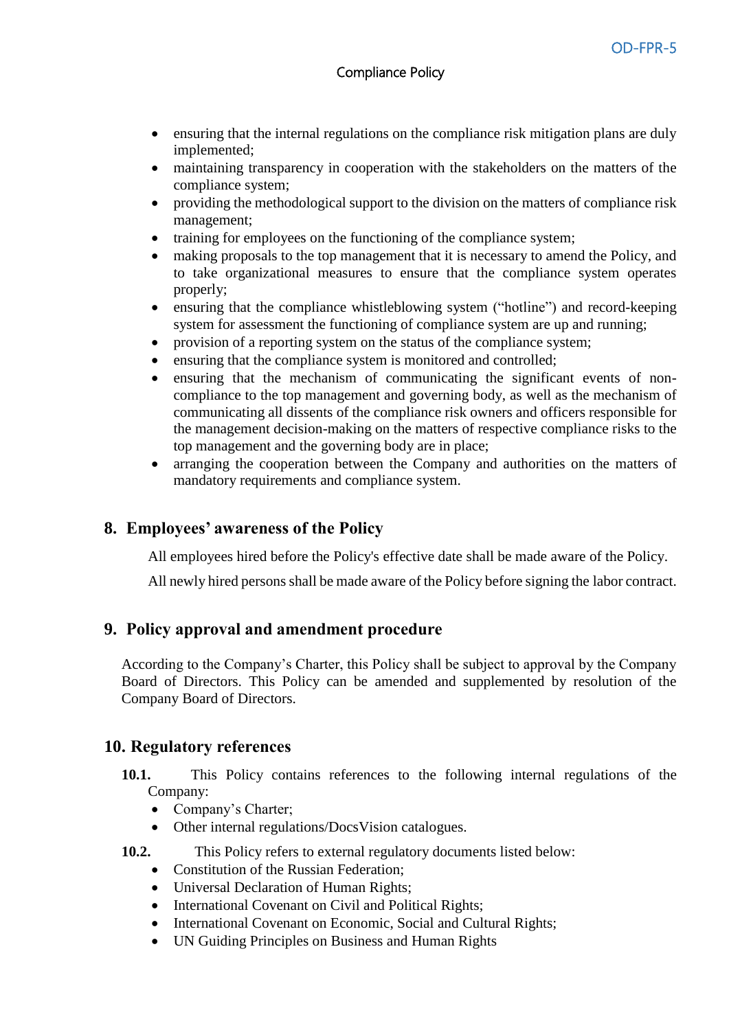- ensuring that the internal regulations on the compliance risk mitigation plans are duly implemented;
- maintaining transparency in cooperation with the stakeholders on the matters of the compliance system;
- providing the methodological support to the division on the matters of compliance risk management;
- training for employees on the functioning of the compliance system;
- making proposals to the top management that it is necessary to amend the Policy, and to take organizational measures to ensure that the compliance system operates properly;
- ensuring that the compliance whistleblowing system ("hotline") and record-keeping system for assessment the functioning of compliance system are up and running;
- provision of a reporting system on the status of the compliance system;
- ensuring that the compliance system is monitored and controlled;
- ensuring that the mechanism of communicating the significant events of non-compliance to the top management and governing body, as well as the mechanism of communicating all dissents of the compliance risk owners and officers responsible for the management decision-making on the matters of respective compliance risks to the top management and the governing body are in place;
- arranging the cooperation between the Company and authorities on the matters of mandatory requirements and compliance system.

## 8. Employees' awareness of the Policy

All employees hired before the Policy's effective date shall be made aware of the Policy.

All newly hired persons shall be made aware of the Policy before signing the labor contract.

## 9. Policy approval and amendment procedure

According to the Company's Charter, this Policy shall be subject to approval by the Company Board of Directors. This Policy can be amended and supplemented by resolution of the Company Board of Directors.

## 10. Regulatory references

**10.1.** This Policy contains references to the following internal regulations of the Company:

- Company's Charter;
- Other internal regulations/DocsVision catalogues.

**10.2.** This Policy refers to external regulatory documents listed below:

- Constitution of the Russian Federation;
- Universal Declaration of Human Rights;
- International Covenant on Civil and Political Rights;
- International Covenant on Economic, Social and Cultural Rights;
- UN Guiding Principles on Business and Human Rights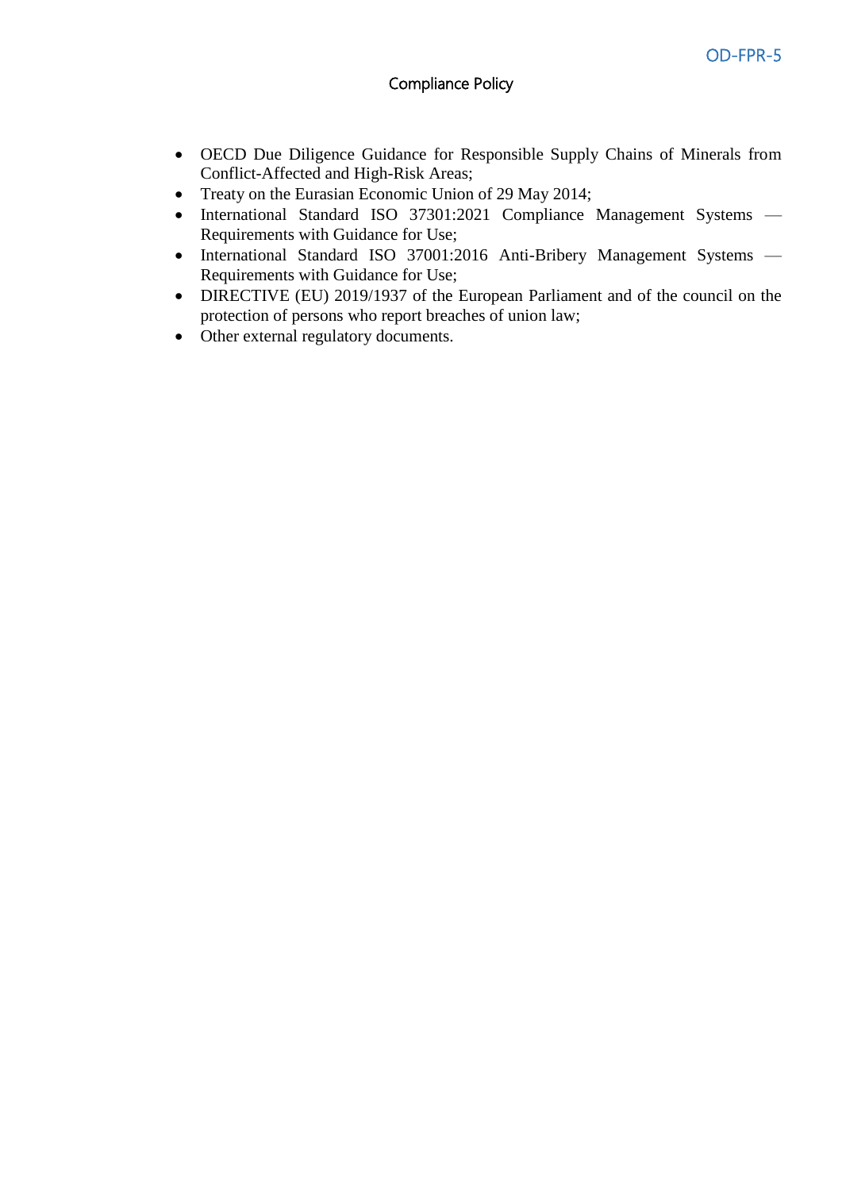- OECD Due Diligence Guidance for Responsible Supply Chains of Minerals from Conflict-Affected and High-Risk Areas;
- Treaty on the Eurasian Economic Union of 29 May 2014;
- International Standard ISO 37301:2021 Compliance Management Systems — Requirements with Guidance for Use;
- International Standard ISO 37001:2016 Anti-Bribery Management Systems — Requirements with Guidance for Use;
- DIRECTIVE (EU) 2019/1937 of the European Parliament and of the council on the protection of persons who report breaches of union law;
- Other external regulatory documents.